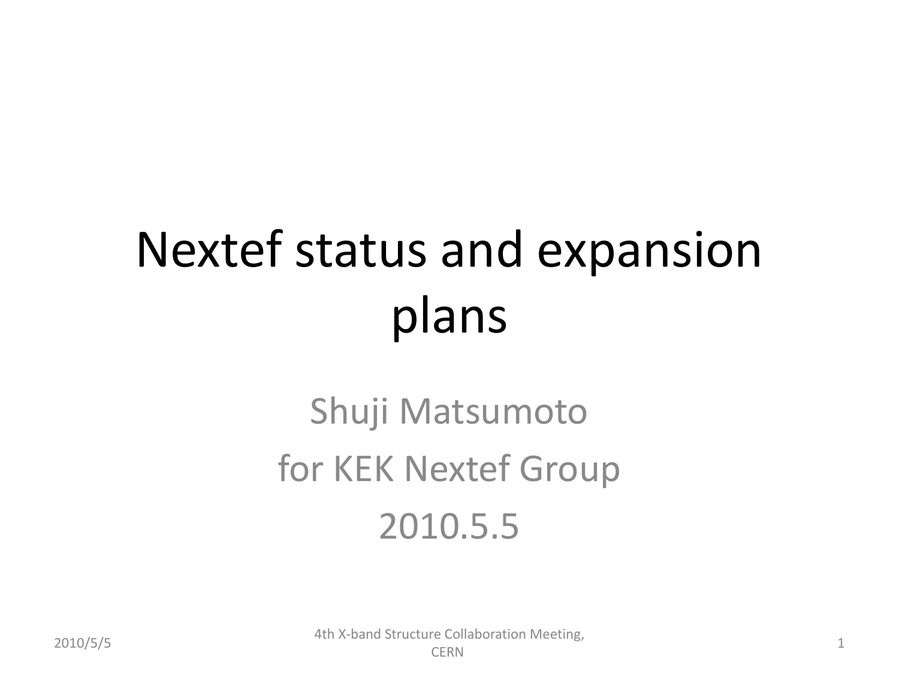# Nextef status and expansion plans

Shuji Matsumoto

for KEK Nextef Group

2010.5.5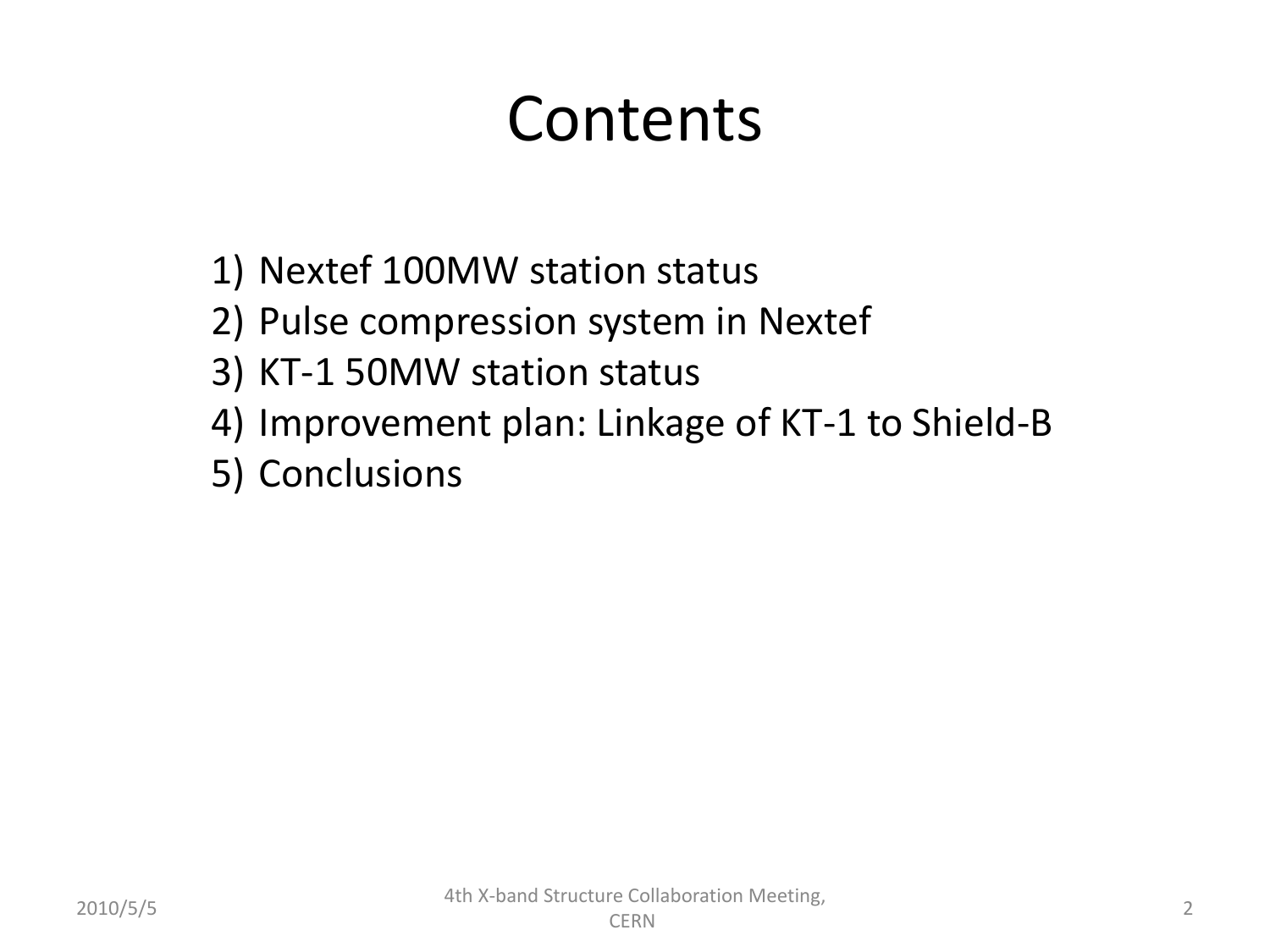# Contents

1) Nextef 100MW station status
2) Pulse compression system in Nextef
3) KT-1 50MW station status
4) Improvement plan: Linkage of KT-1 to Shield-B
5) Conclusions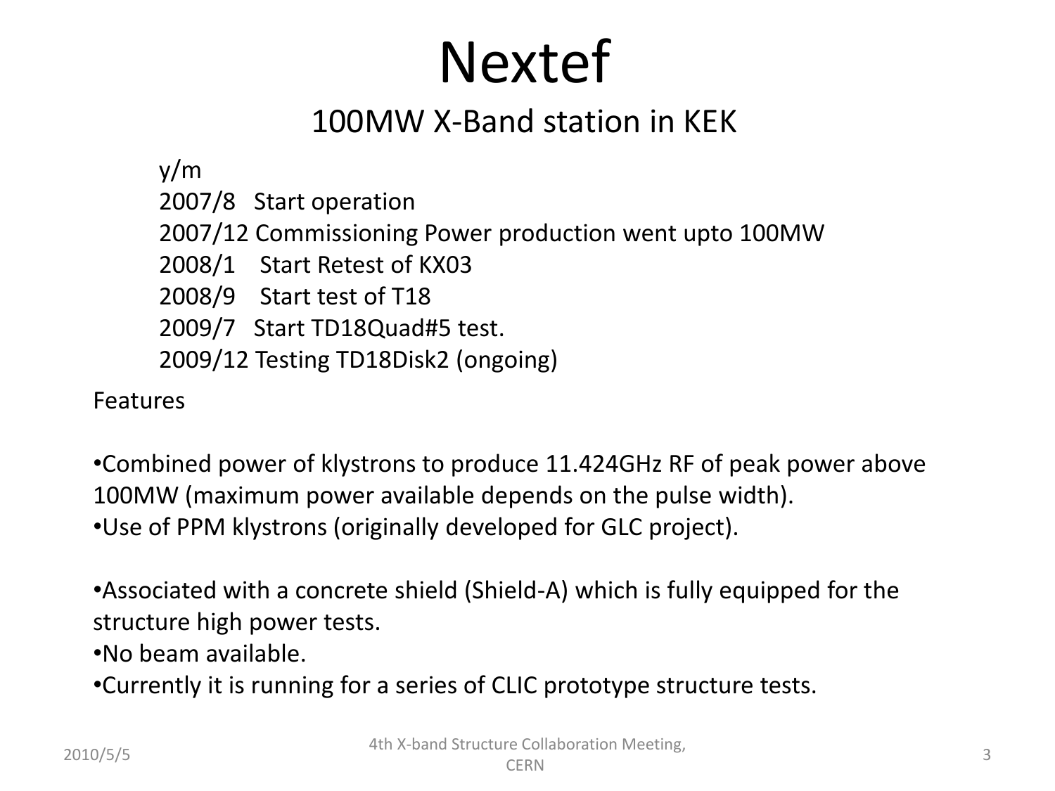# Nextef

## 100MW X-Band station in KEK

y/m
2007/8 Start operation
2007/12 Commissioning Power production went upto 100MW
2008/1 Start Retest of KX03
2008/9 Start test of T18
2009/7 Start TD18Quad#5 test.
2009/12 Testing TD18Disk2 (ongoing)

Features

- Combined power of klystrons to produce 11.424GHz RF of peak power above 100MW (maximum power available depends on the pulse width).
- Use of PPM klystrons (originally developed for GLC project).

- Associated with a concrete shield (Shield-A) which is fully equipped for the structure high power tests.
- No beam available.
- Currently it is running for a series of CLIC prototype structure tests.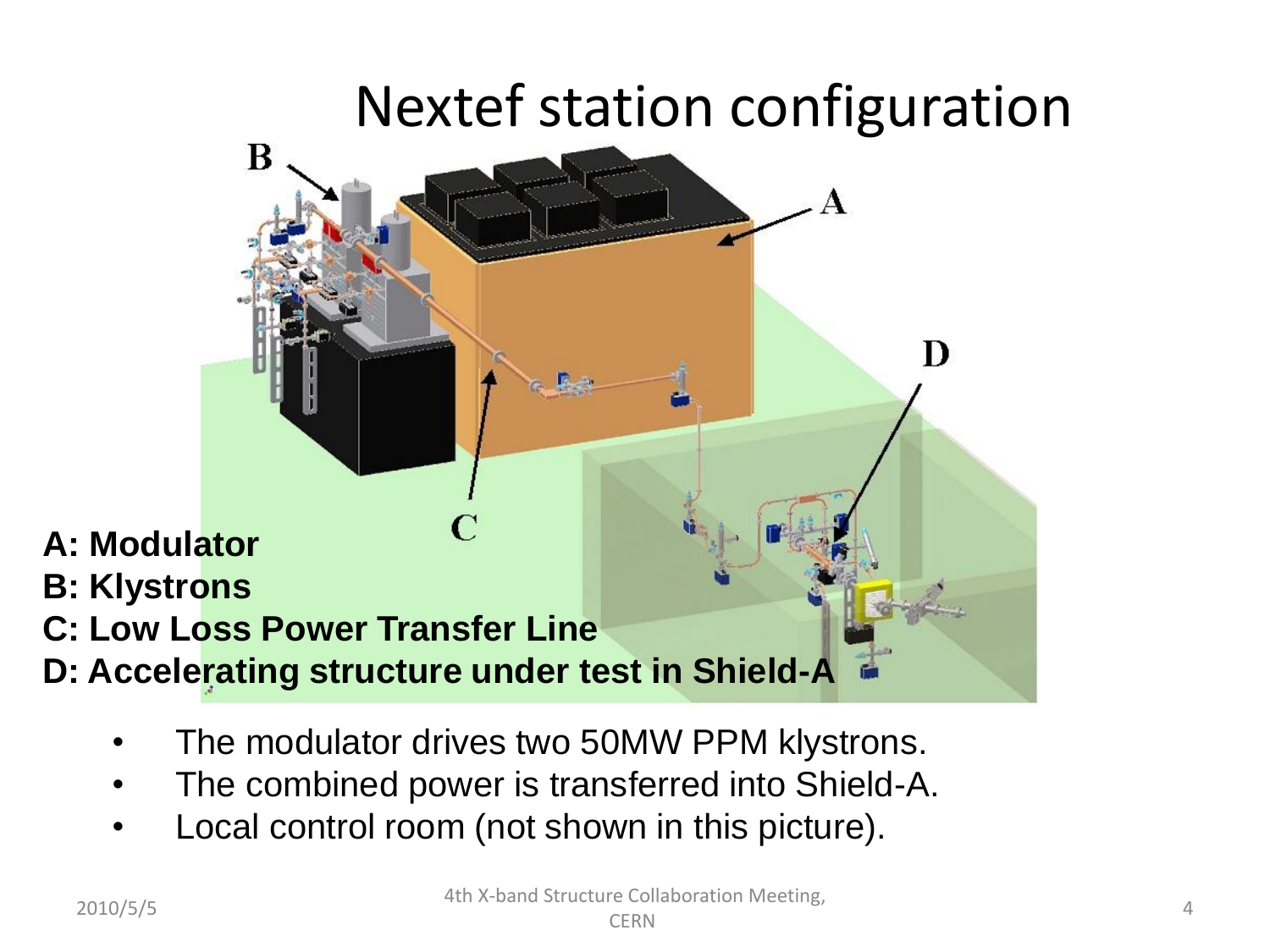# Nextef station configuration

**A: Modulator**
**B: Klystrons**
**C: Low Loss Power Transfer Line**
**D: Accelerating structure under test in Shield-A**

- The modulator drives two 50MW PPM klystrons.
- The combined power is transferred into Shield-A.
- Local control room (not shown in this picture).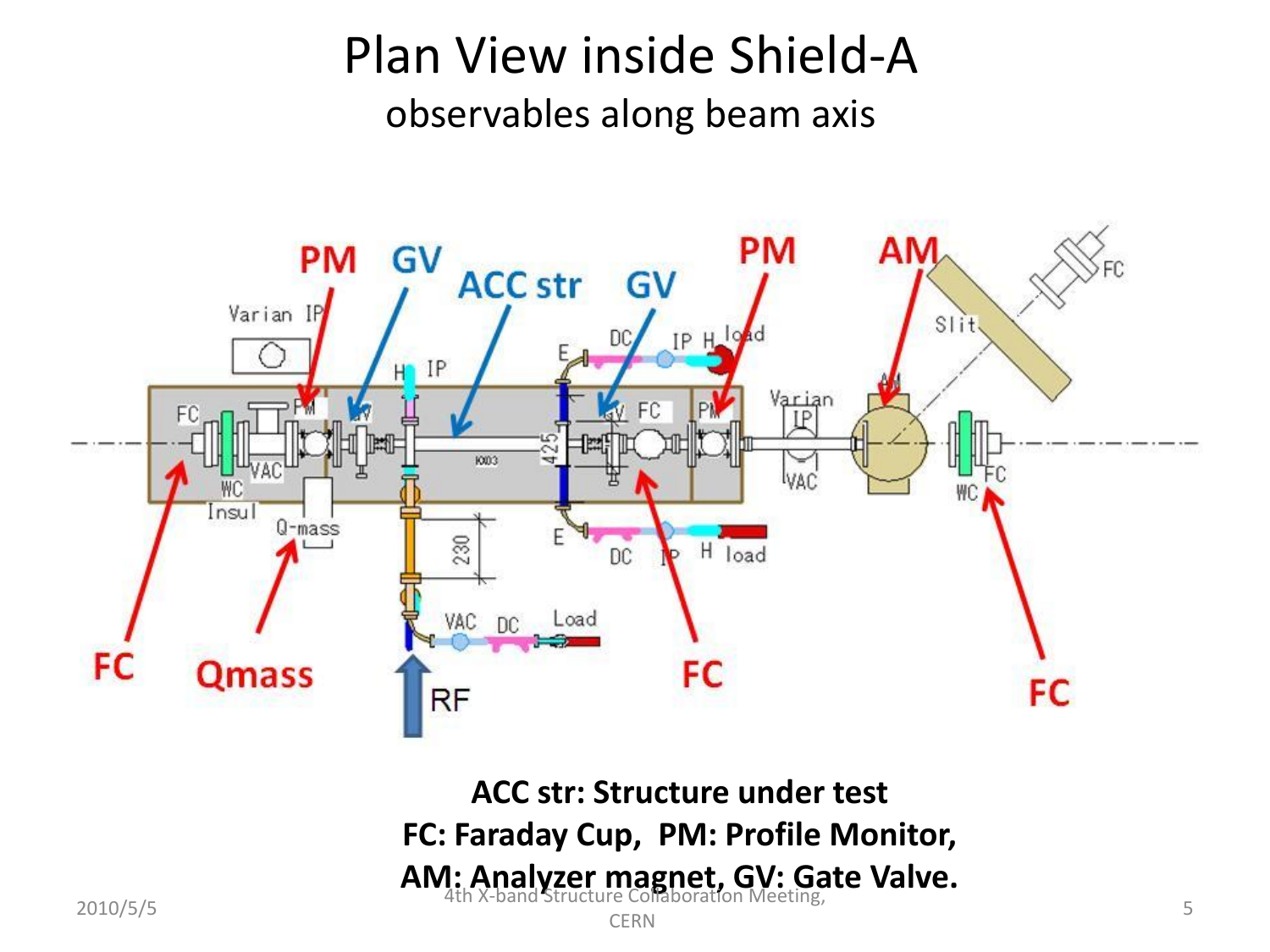# Plan View inside Shield-A

## observables along beam axis

**ACC str: Structure under test**
**FC: Faraday Cup, PM: Profile Monitor,**
**AM: Analyzer magnet, GV: Gate Valve.**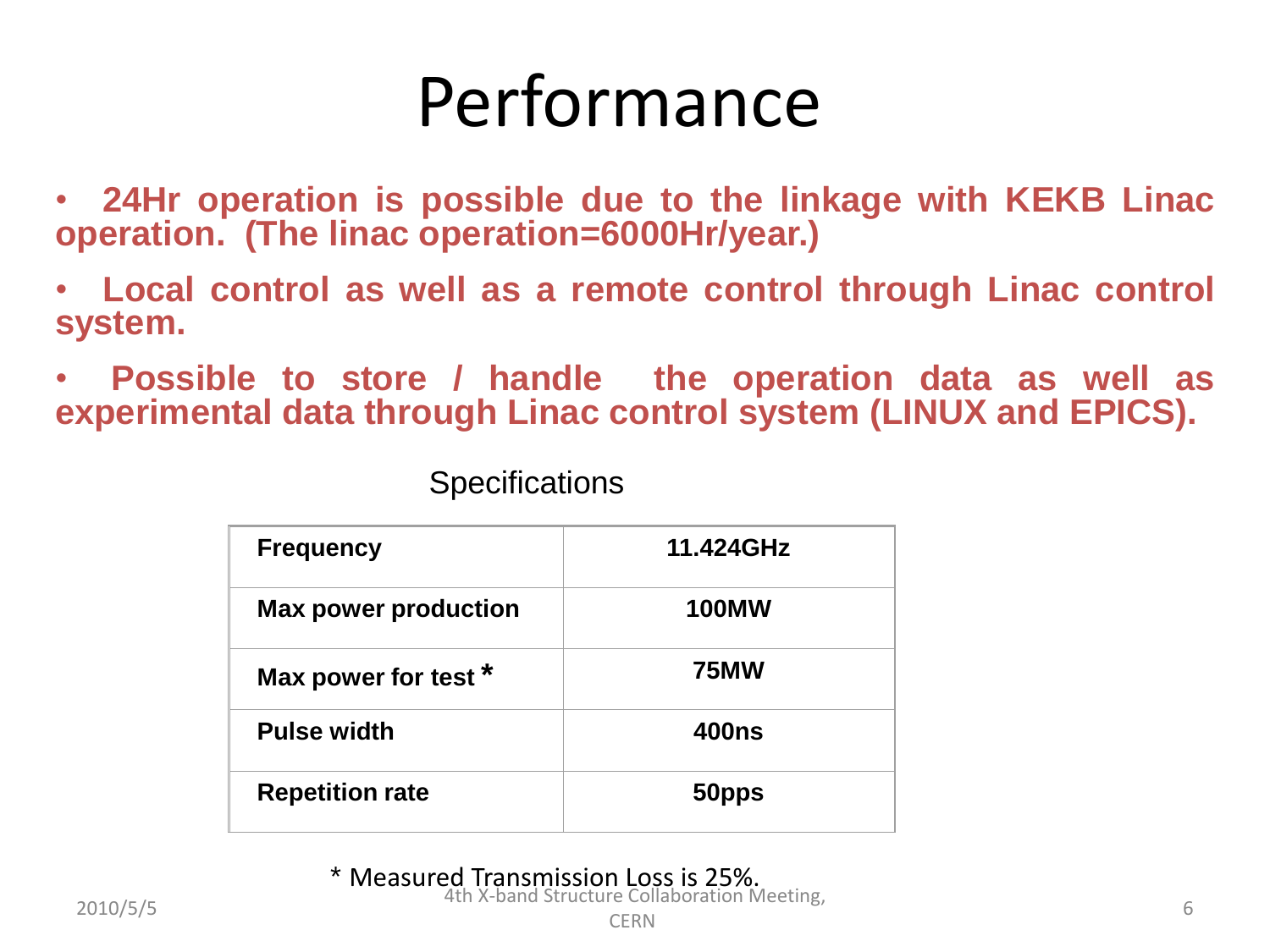# Performance

- **24Hr operation is possible due to the linkage with KEKB Linac operation. (The linac operation=6000Hr/year.)**
- **Local control as well as a remote control through Linac control system.**
- **Possible to store / handle the operation data as well as experimental data through Linac control system (LINUX and EPICS).**

Specifications

| | |
|---|---|
| **Frequency** | **11.424GHz** |
| **Max power production** | **100MW** |
| **Max power for test *** | **75MW** |
| **Pulse width** | **400ns** |
| **Repetition rate** | **50pps** |

* Measured Transmission Loss is 25%.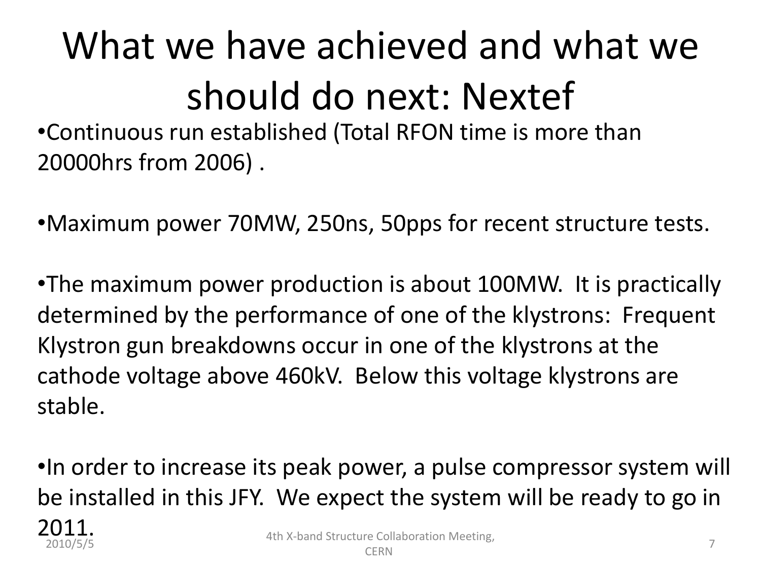# What we have achieved and what we should do next: Nextef

- Continuous run established (Total RFON time is more than 20000hrs from 2006) .

- Maximum power 70MW, 250ns, 50pps for recent structure tests.

- The maximum power production is about 100MW. It is practically determined by the performance of one of the klystrons: Frequent Klystron gun breakdowns occur in one of the klystrons at the cathode voltage above 460kV. Below this voltage klystrons are stable.

- In order to increase its peak power, a pulse compressor system will be installed in this JFY. We expect the system will be ready to go in 2011.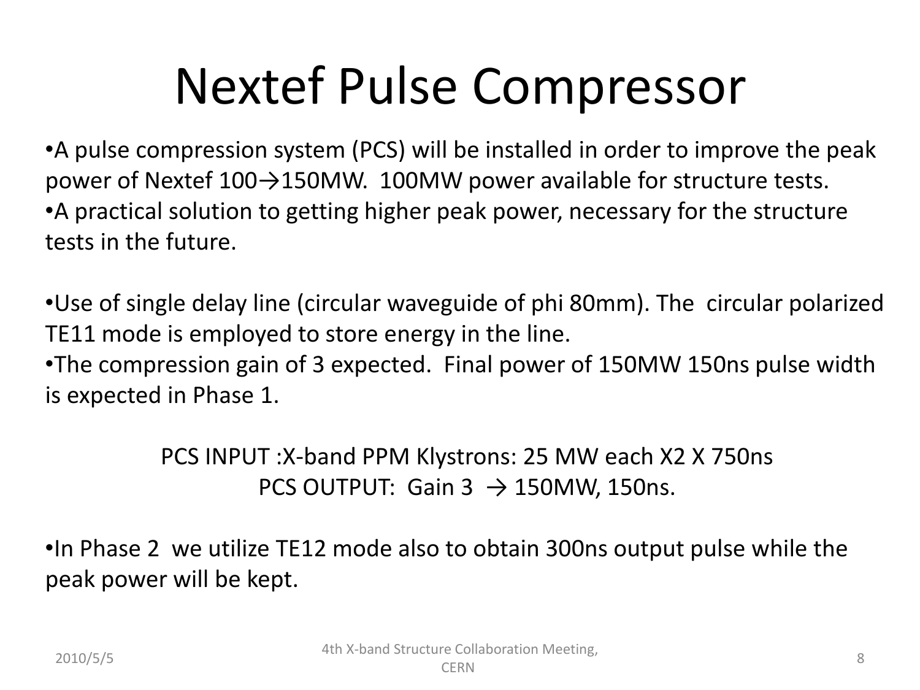# Nextef Pulse Compressor

- A pulse compression system (PCS) will be installed in order to improve the peak power of Nextef 100→150MW. 100MW power available for structure tests.
- A practical solution to getting higher peak power, necessary for the structure tests in the future.

- Use of single delay line (circular waveguide of phi 80mm). The circular polarized TE11 mode is employed to store energy in the line.
- The compression gain of 3 expected. Final power of 150MW 150ns pulse width is expected in Phase 1.

PCS INPUT :X-band PPM Klystrons: 25 MW each X2 X 750ns
PCS OUTPUT: Gain 3 → 150MW, 150ns.

- In Phase 2 we utilize TE12 mode also to obtain 300ns output pulse while the peak power will be kept.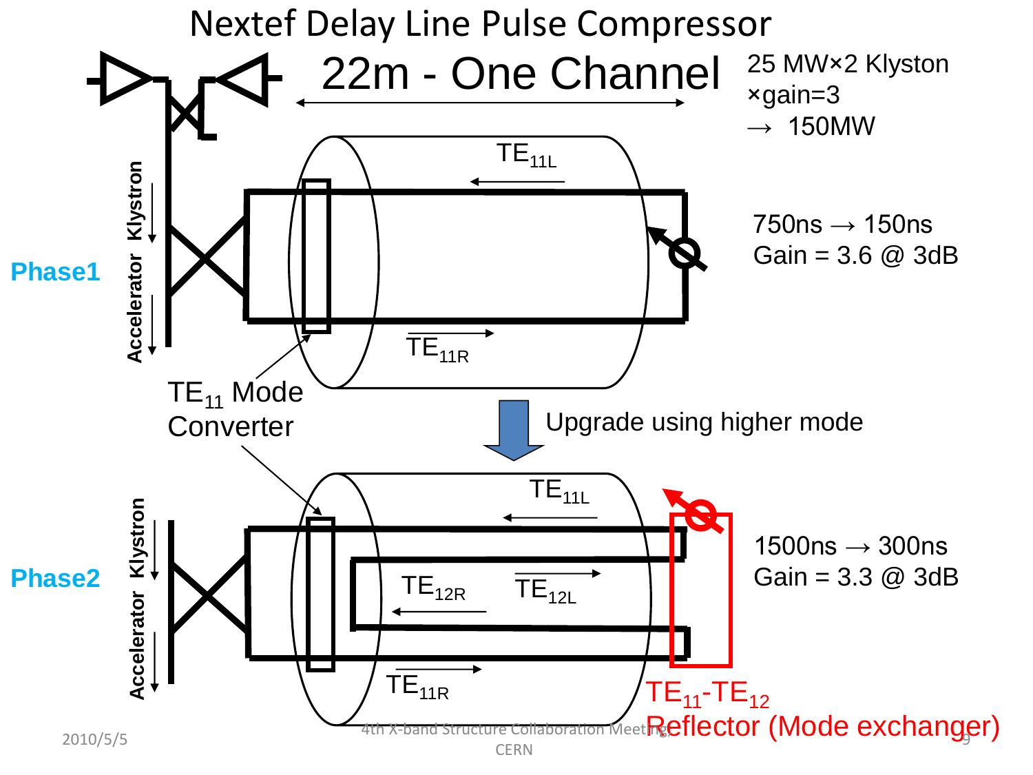# Nextef Delay Line Pulse Compressor

## 22m - One Channel

25 MW×2 Klyston ×gain=3 → 150MW

**Phase1**

Klystron

Accelerator

$TE_{11L}$

$TE_{11R}$

$TE_{11}$ Mode Converter

750ns → 150ns
Gain = 3.6 @ 3dB

Upgrade using higher mode

**Phase2**

Klystron

Accelerator

$TE_{11L}$

$TE_{12R}$

$TE_{12L}$

$TE_{11R}$

1500ns → 300ns
Gain = 3.3 @ 3dB

$TE_{11}$-$TE_{12}$ Reflector (Mode exchanger)

2010/5/5

4th X-band Structure Collaboration Meeting, CERN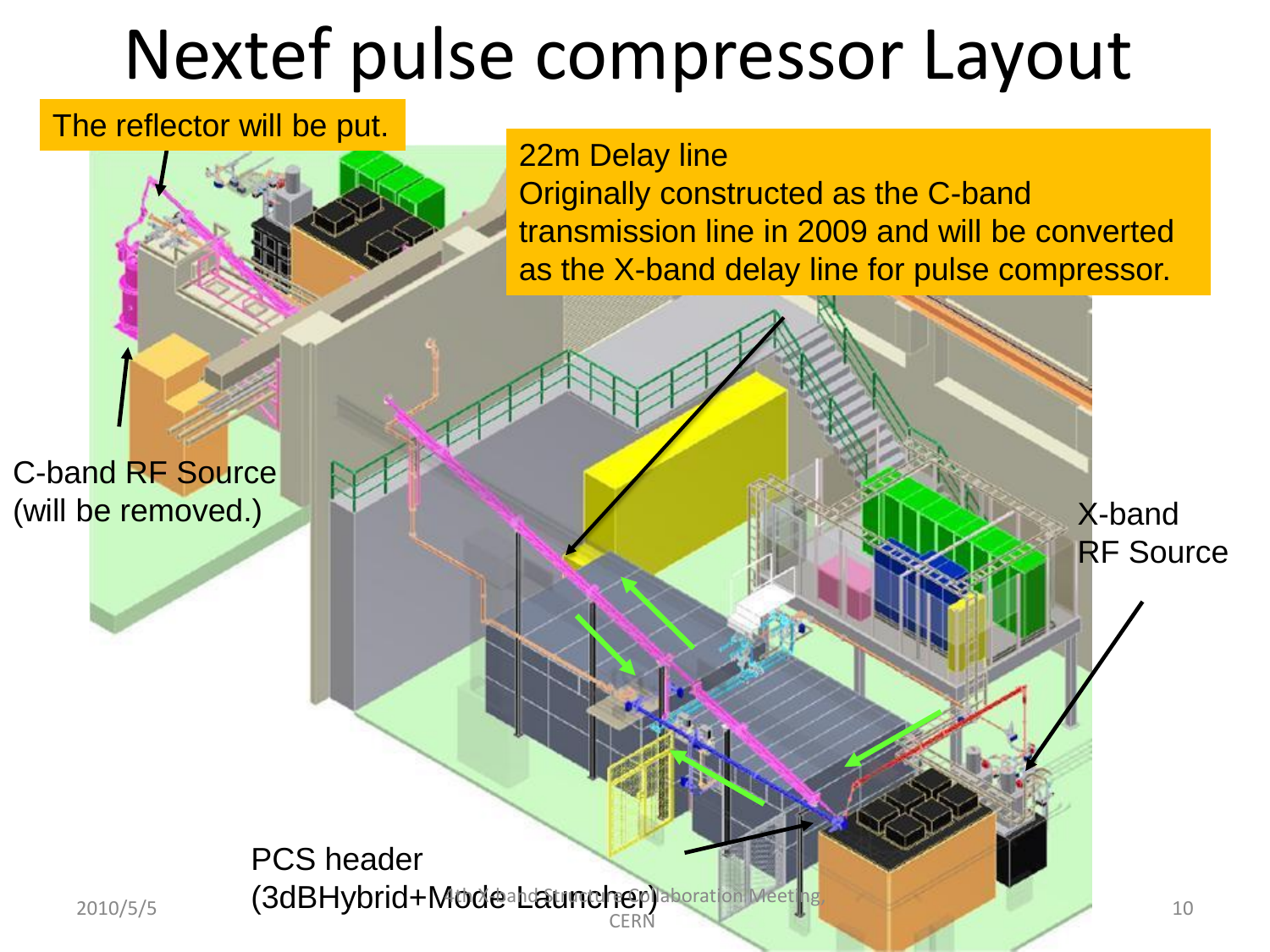# Nextef pulse compressor Layout

The reflector will be put.

22m Delay line
Originally constructed as the C-band transmission line in 2009 and will be converted as the X-band delay line for pulse compressor.

C-band RF Source
(will be removed.)

X-band
RF Source

PCS header
(3dBHybrid+Mode Launcher)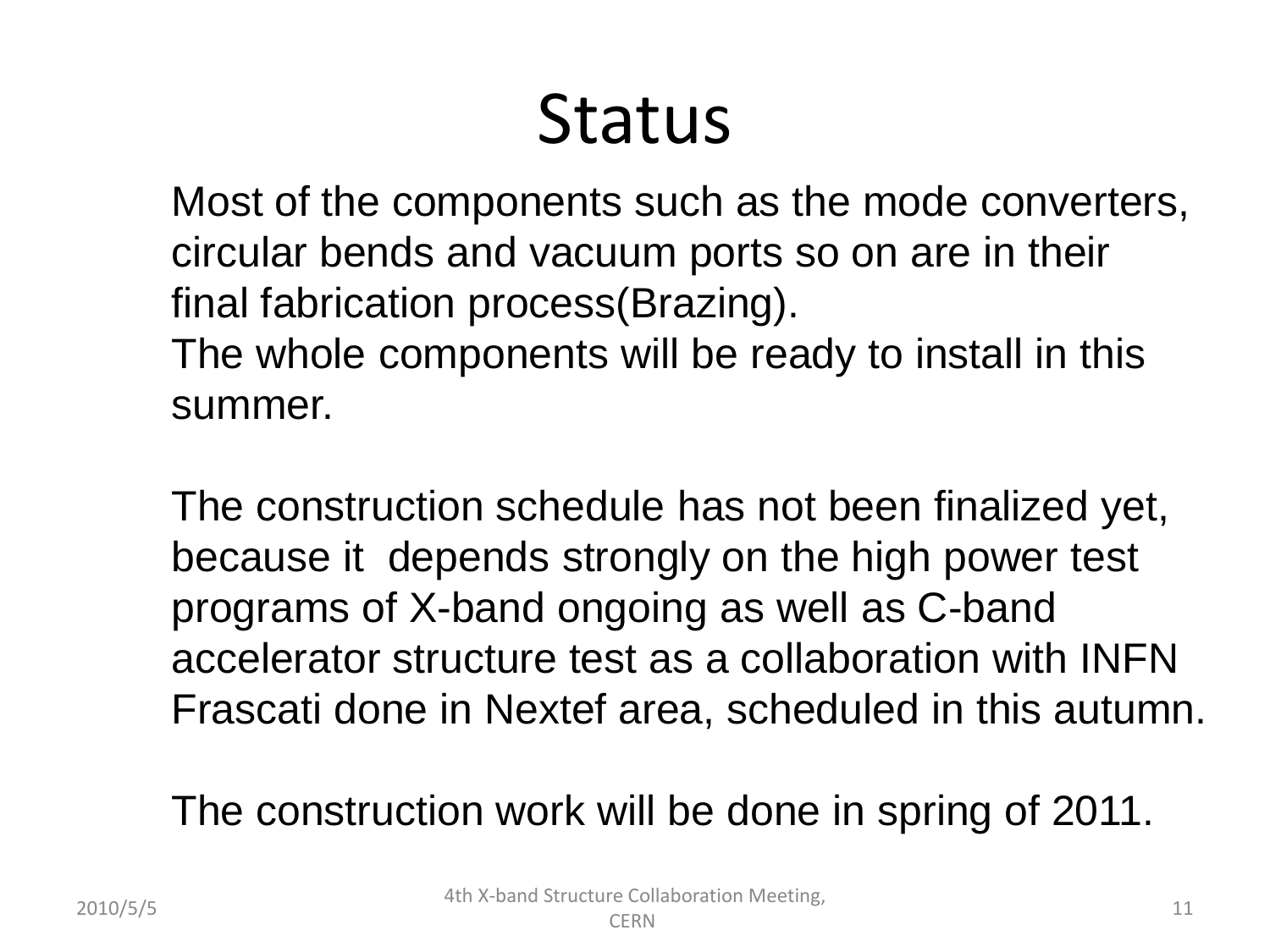# Status

Most of the components such as the mode converters, circular bends and vacuum ports so on are in their final fabrication process(Brazing).
The whole components will be ready to install in this summer.

The construction schedule has not been finalized yet, because it depends strongly on the high power test programs of X-band ongoing as well as C-band accelerator structure test as a collaboration with INFN Frascati done in Nextef area, scheduled in this autumn.

The construction work will be done in spring of 2011.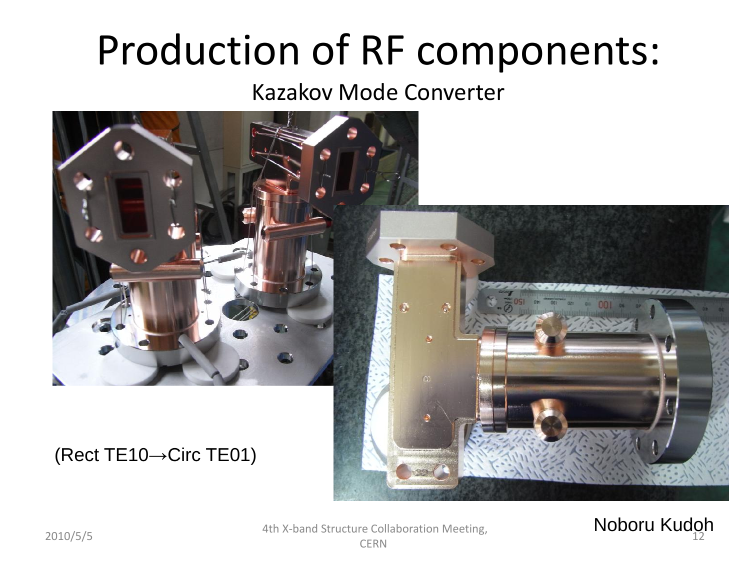# Production of RF components:

Kazakov Mode Converter

(Rect TE10→Circ TE01)

Noboru Kudoh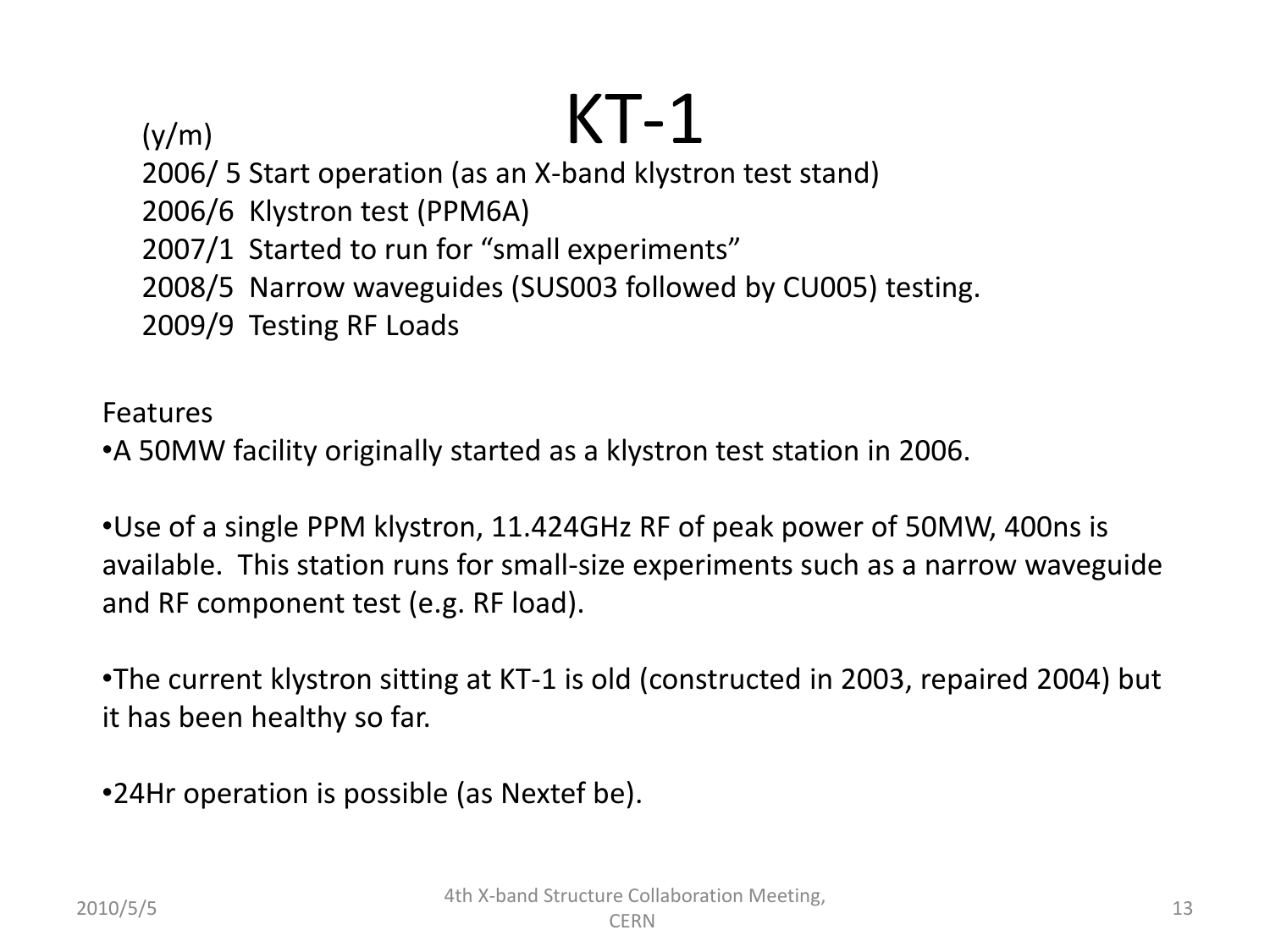# KT-1

(y/m)

2006/ 5 Start operation (as an X-band klystron test stand)
2006/6 Klystron test (PPM6A)
2007/1 Started to run for “small experiments”
2008/5 Narrow waveguides (SUS003 followed by CU005) testing.
2009/9 Testing RF Loads

Features

- A 50MW facility originally started as a klystron test station in 2006.

- Use of a single PPM klystron, 11.424GHz RF of peak power of 50MW, 400ns is available. This station runs for small-size experiments such as a narrow waveguide and RF component test (e.g. RF load).

- The current klystron sitting at KT-1 is old (constructed in 2003, repaired 2004) but it has been healthy so far.

- 24Hr operation is possible (as Nextef be).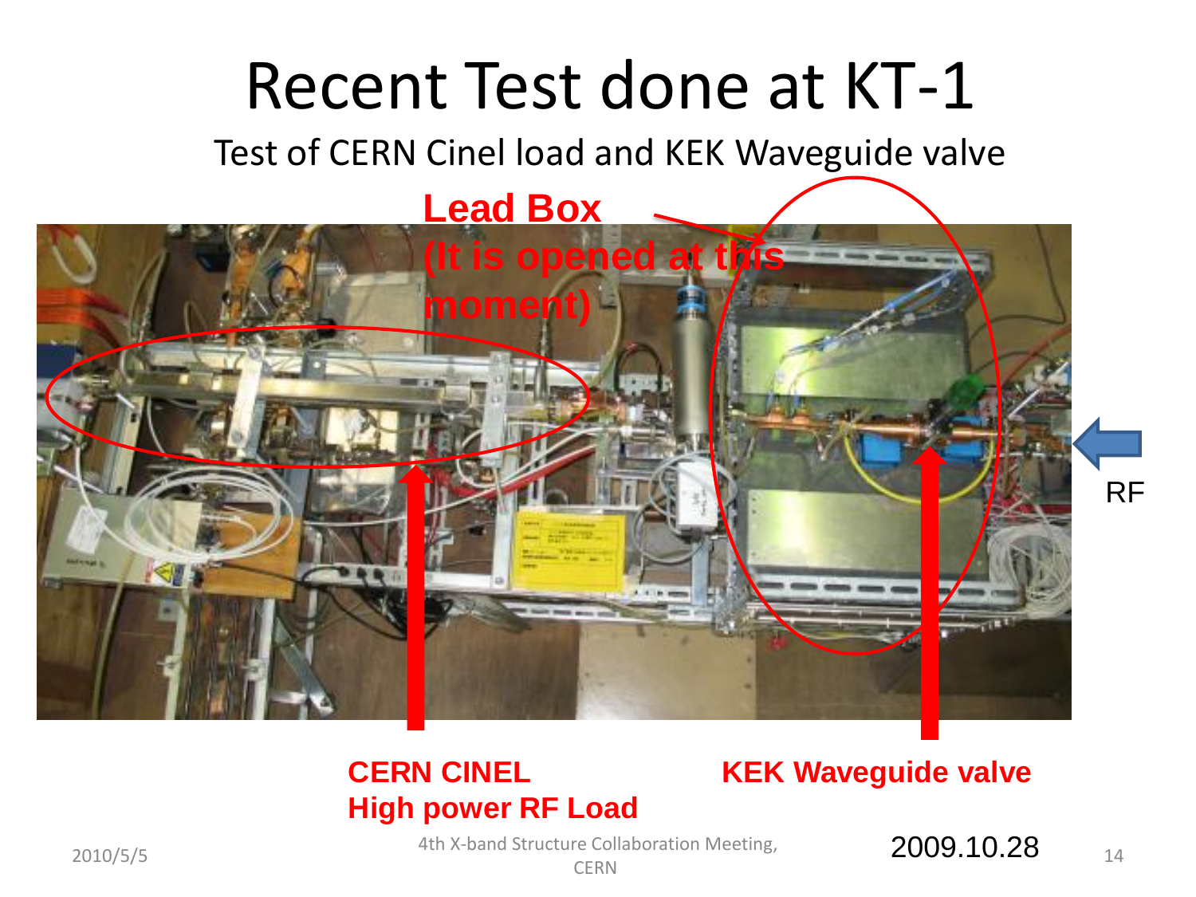# Recent Test done at KT-1

Test of CERN Cinel load and KEK Waveguide valve

**Lead Box**
**(It is opened at this moment)**

RF

**CERN CINEL**
**High power RF Load**

**KEK Waveguide valve**

2009.10.28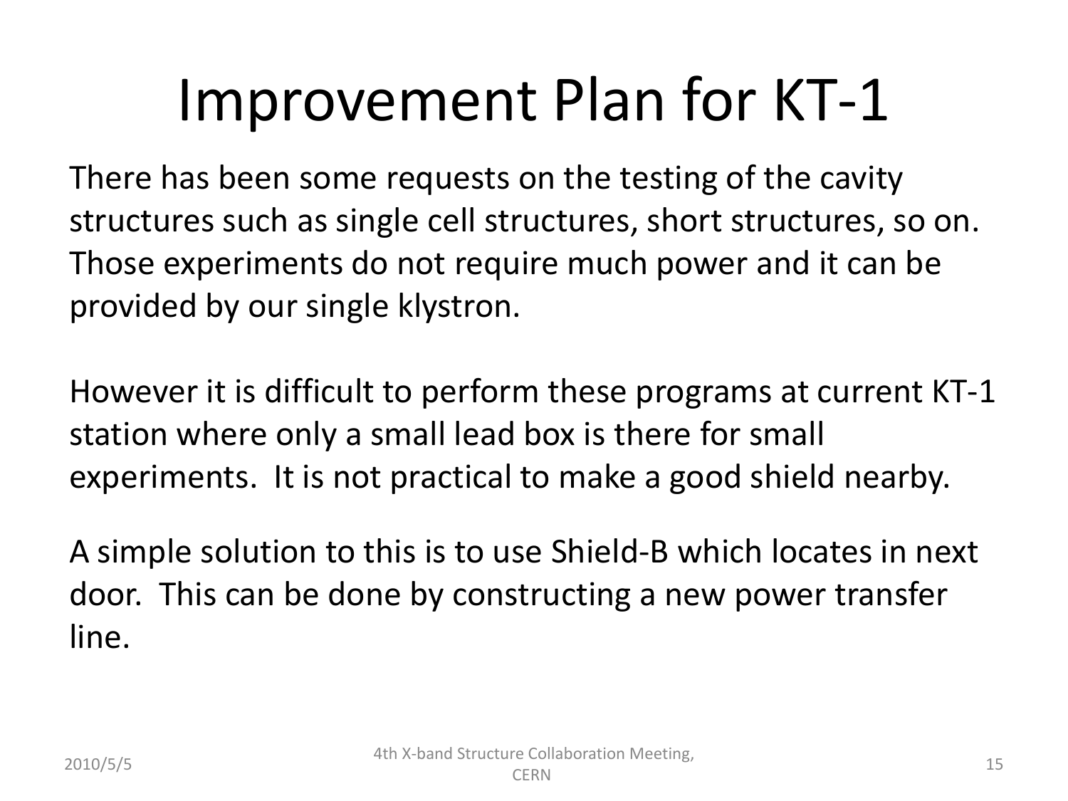# Improvement Plan for KT-1

There has been some requests on the testing of the cavity structures such as single cell structures, short structures, so on. Those experiments do not require much power and it can be provided by our single klystron.

However it is difficult to perform these programs at current KT-1 station where only a small lead box is there for small experiments. It is not practical to make a good shield nearby.

A simple solution to this is to use Shield-B which locates in next door. This can be done by constructing a new power transfer line.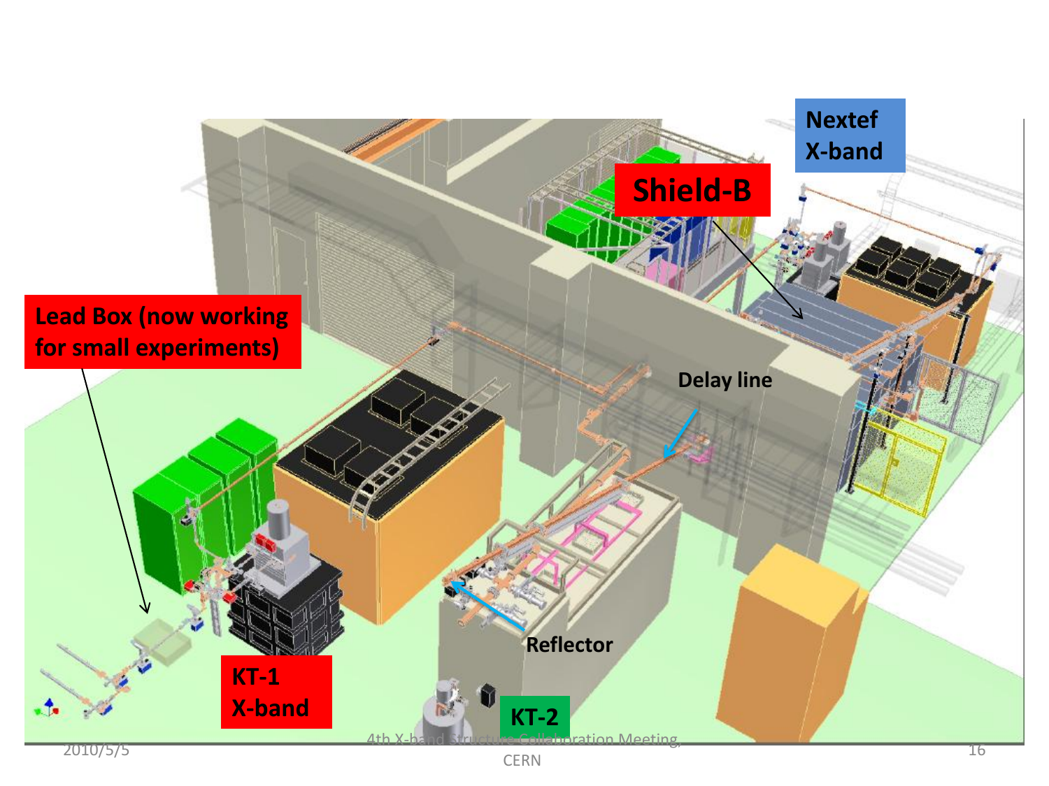Nextef X-band

Shield-B

Lead Box (now working for small experiments)

Delay line

Reflector

KT-1 X-band

KT-2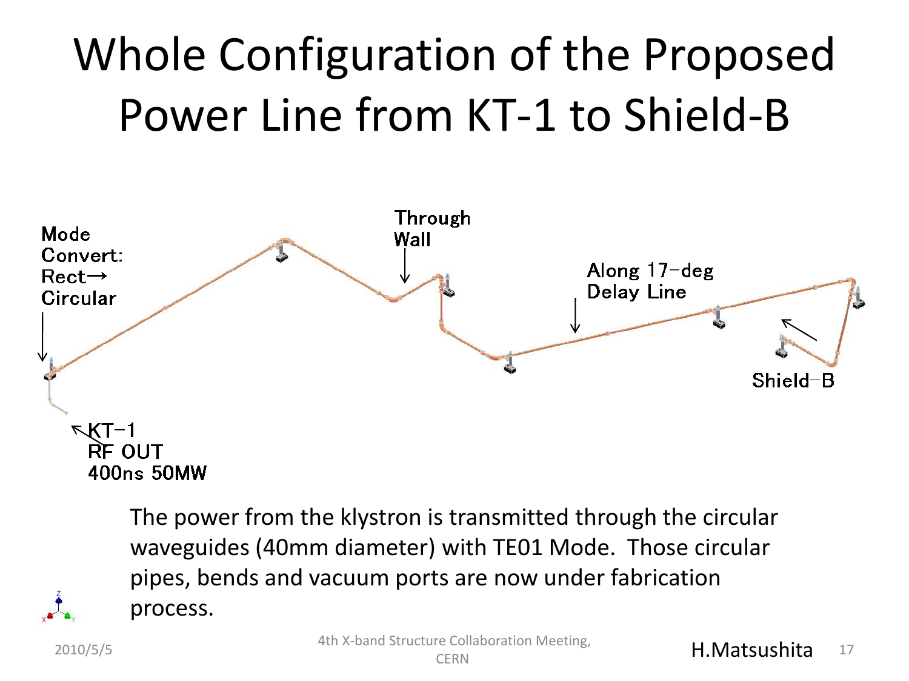# Whole Configuration of the Proposed Power Line from KT-1 to Shield-B

Mode Convert: Rect→ Circular

Through Wall

Along 17-deg Delay Line

Shield-B

KT-1 RF OUT 400ns 50MW

The power from the klystron is transmitted through the circular waveguides (40mm diameter) with TE01 Mode. Those circular pipes, bends and vacuum ports are now under fabrication process.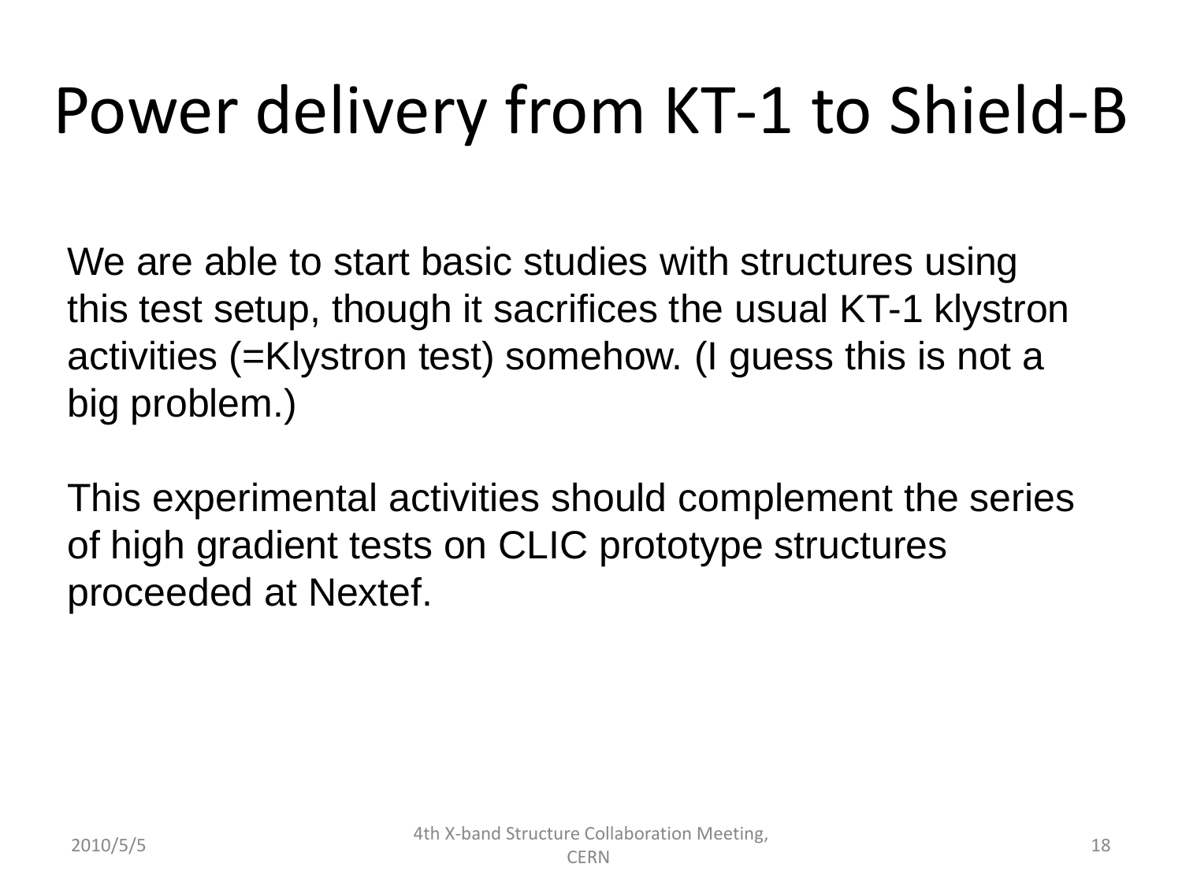# Power delivery from KT-1 to Shield-B

We are able to start basic studies with structures using this test setup, though it sacrifices the usual KT-1 klystron activities (=Klystron test) somehow. (I guess this is not a big problem.)

This experimental activities should complement the series of high gradient tests on CLIC prototype structures proceeded at Nextef.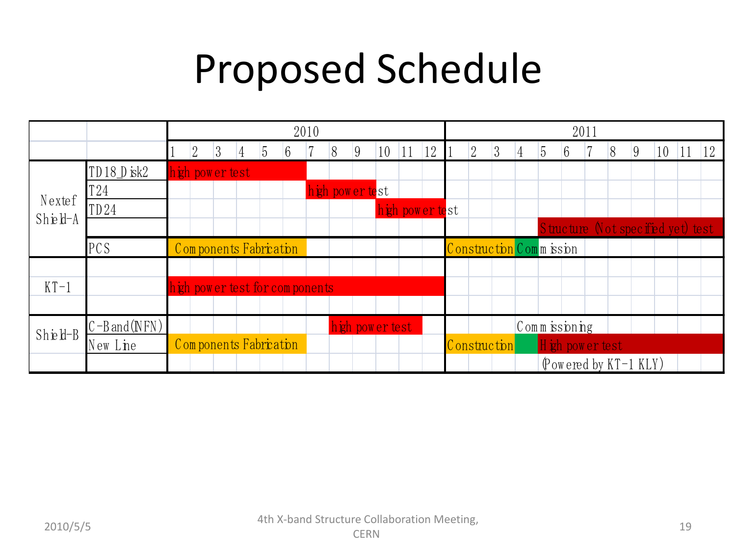# Proposed Schedule

| | | 2010 | | | | | | | | | | | | 2011 | | | | | | | | | | | |
|---|---|---|---|---|---|---|---|---|---|---|---|---|---|---|---|---|---|---|---|---|---|---|---|---|---|
| | | 1 | 2 | 3 | 4 | 5 | 6 | 7 | 8 | 9 | 10 | 11 | 12 | 1 | 2 | 3 | 4 | 5 | 6 | 7 | 8 | 9 | 10 | 11 | 12 |
| Nextef Shield-A | TD18_Disk2 | high power test | | | | | | | | | | | | | | | | | | | | | | | |
| | T24 | | | | | | | high power test | | | | | | | | | | | | | | | | | |
| | TD24 | | | | | | | | | | high power test | | | | | | | | | | | | | | |
| | | | | | | | | | | | | | | | | | | Structure (Not specified yet) test | | | | | | | |
| | PCS | Components Fabrication | | | | | | | | | | | | Construction | | | Commission | | | | | | | | |
| KT-1 | | high power test for components | | | | | | | | | | | | | | | | | | | | | | | |
| Shield-B | C-Band(INFN) | | | | | | | | high power test | | | | | | | | Commissioning | | | | | | | | |
| | New Line | Components Fabrication | | | | | | | | | | | | Construction | | | | High power test | | | | | | | |
| | | | | | | | | | | | | | | | | | | (Powered by KT-1 KLY) | | | | | | | |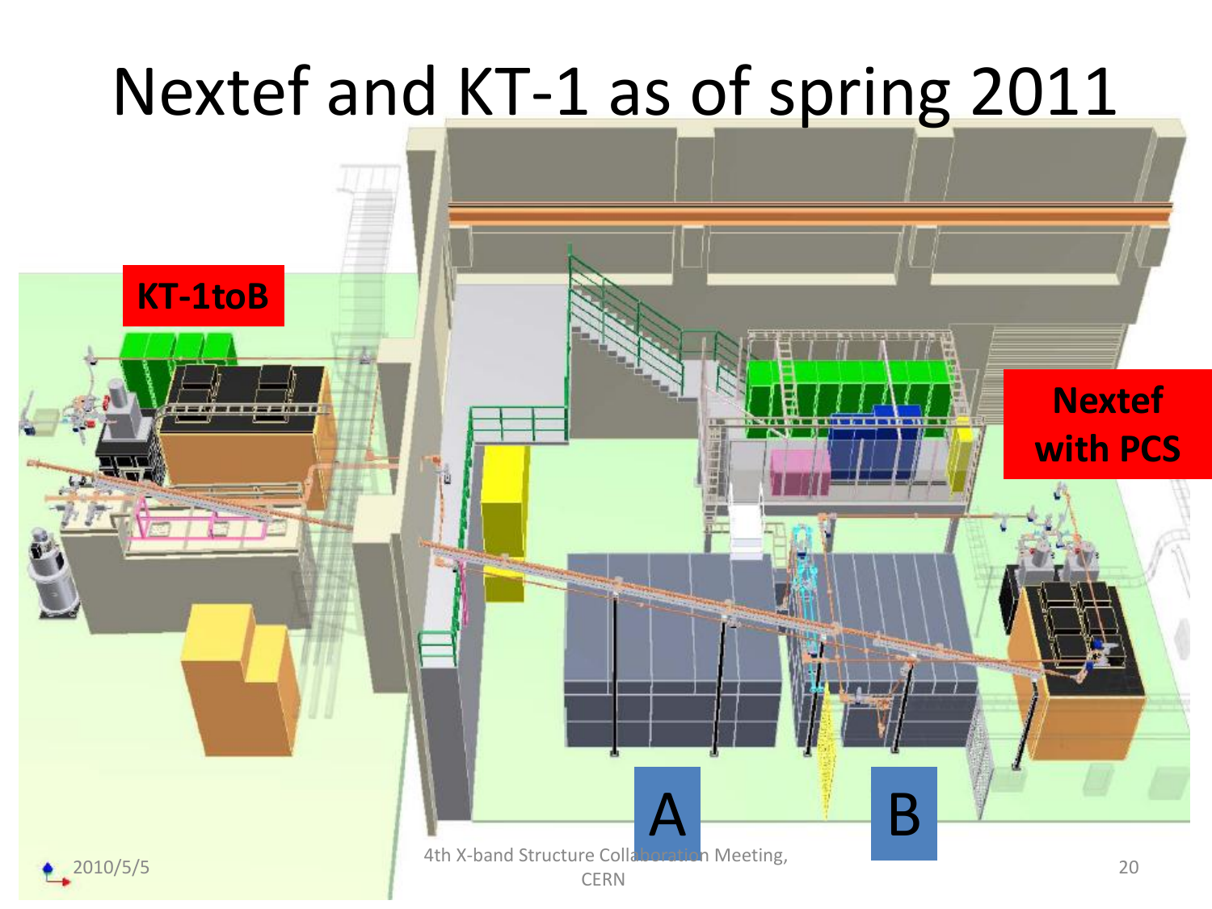# Nextef and KT-1 as of spring 2011

KT-1toB

Nextef with PCS

A

B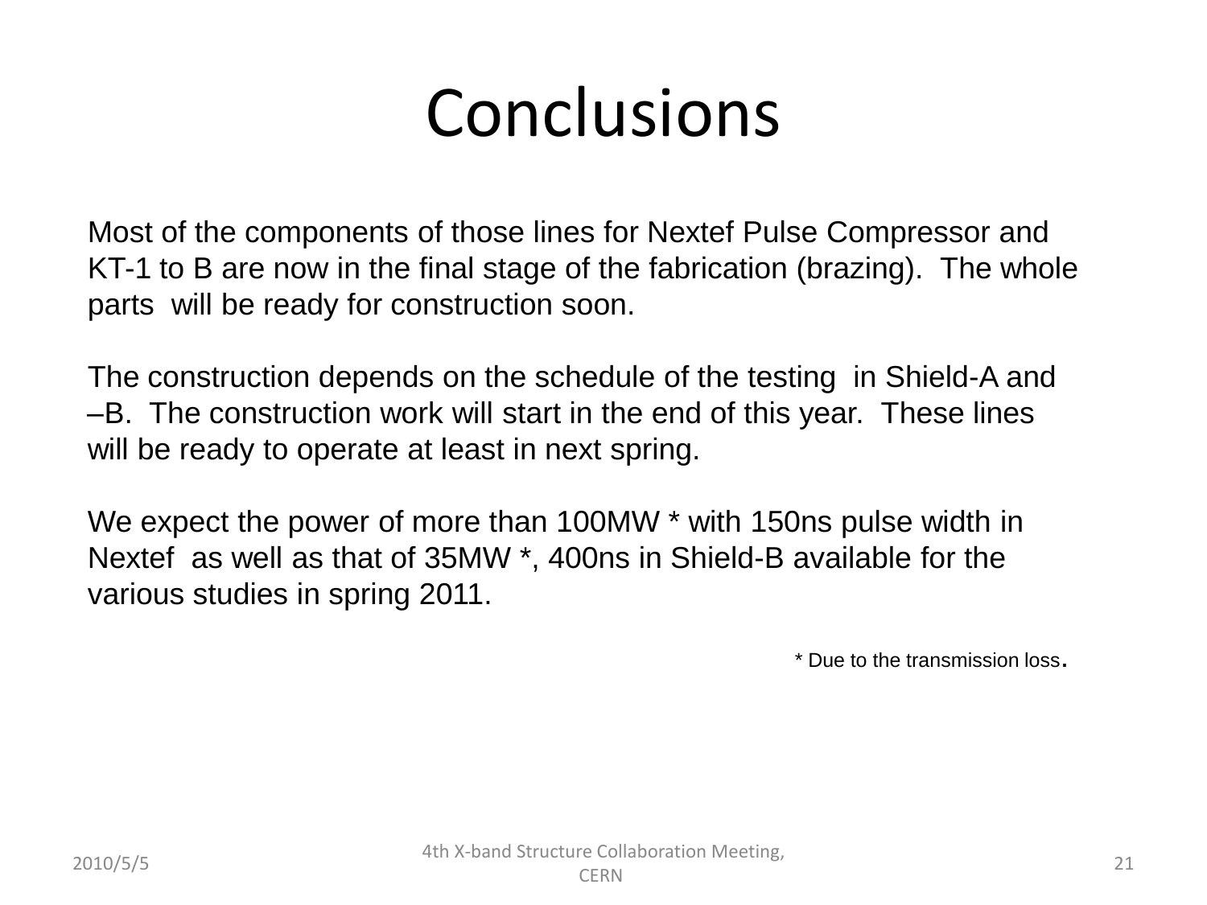# Conclusions

Most of the components of those lines for Nextef Pulse Compressor and KT-1 to B are now in the final stage of the fabrication (brazing). The whole parts will be ready for construction soon.

The construction depends on the schedule of the testing in Shield-A and –B. The construction work will start in the end of this year. These lines will be ready to operate at least in next spring.

We expect the power of more than 100MW * with 150ns pulse width in Nextef as well as that of 35MW *, 400ns in Shield-B available for the various studies in spring 2011.

* Due to the transmission loss.